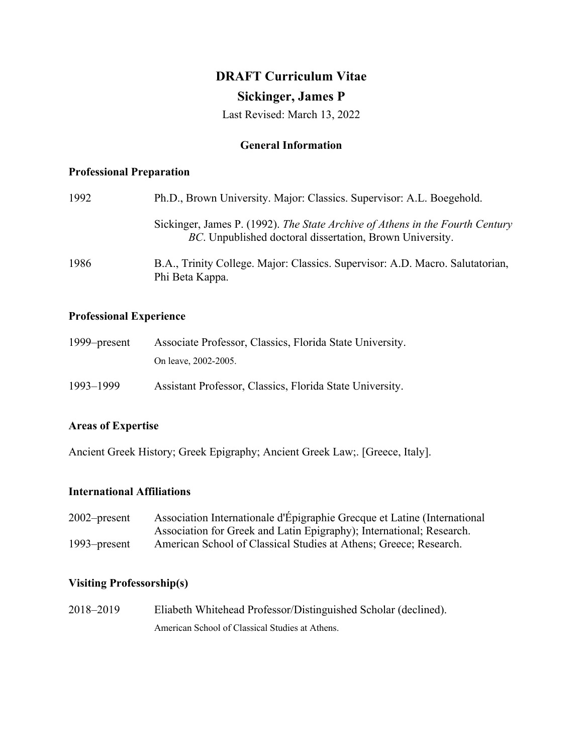# DRAFT Curriculum Vitae

## Sickinger, James P

Last Revised: March 13, 2022

### General Information

#### Professional Preparation

1992 Ph.D., Brown University. Major: Classics. Supervisor: A.L. Boegehold.

Sickinger, James P. (1992). *The State Archive of Athens in the Fourth Century BC*. Unpublished doctoral dissertation, Brown University.

1986 B.A., Trinity College. Major: Classics. Supervisor: A.D. Macro. Salutatorian, Phi Beta Kappa.

#### Professional Experience

1999–present Associate Professor, Classics, Florida State University.
On leave, 2002-2005.

1993–1999 Assistant Professor, Classics, Florida State University.

#### Areas of Expertise

Ancient Greek History; Greek Epigraphy; Ancient Greek Law;. [Greece, Italy].

#### International Affiliations

2002–present Association Internationale d'Épigraphie Grecque et Latine (International Association for Greek and Latin Epigraphy); International; Research.

1993–present American School of Classical Studies at Athens; Greece; Research.

#### Visiting Professorship(s)

2018–2019 Eliabeth Whitehead Professor/Distinguished Scholar (declined).
American School of Classical Studies at Athens.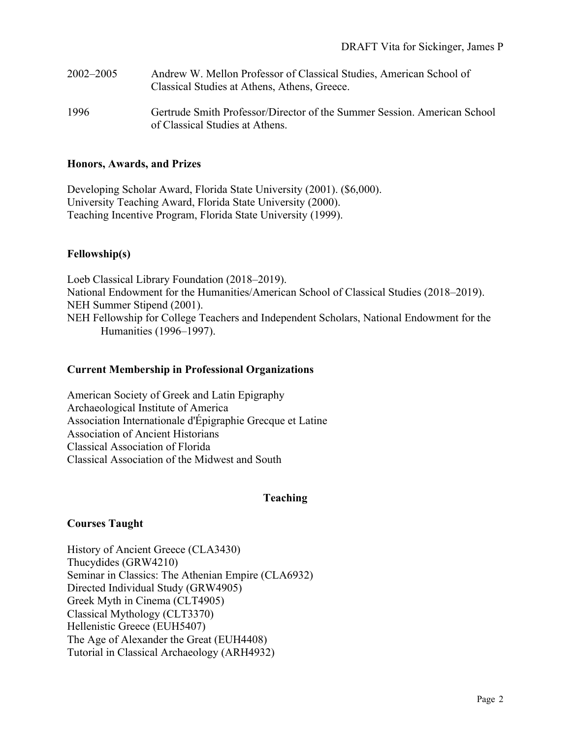2002–2005 Andrew W. Mellon Professor of Classical Studies, American School of Classical Studies at Athens, Athens, Greece.

1996 Gertrude Smith Professor/Director of the Summer Session. American School of Classical Studies at Athens.

### Honors, Awards, and Prizes

Developing Scholar Award, Florida State University (2001). ($6,000).
University Teaching Award, Florida State University (2000).
Teaching Incentive Program, Florida State University (1999).

### Fellowship(s)

Loeb Classical Library Foundation (2018–2019).
National Endowment for the Humanities/American School of Classical Studies (2018–2019).
NEH Summer Stipend (2001).
NEH Fellowship for College Teachers and Independent Scholars, National Endowment for the Humanities (1996–1997).

### Current Membership in Professional Organizations

American Society of Greek and Latin Epigraphy
Archaeological Institute of America
Association Internationale d'Épigraphie Grecque et Latine
Association of Ancient Historians
Classical Association of Florida
Classical Association of the Midwest and South

## Teaching

### Courses Taught

History of Ancient Greece (CLA3430)
Thucydides (GRW4210)
Seminar in Classics: The Athenian Empire (CLA6932)
Directed Individual Study (GRW4905)
Greek Myth in Cinema (CLT4905)
Classical Mythology (CLT3370)
Hellenistic Greece (EUH5407)
The Age of Alexander the Great (EUH4408)
Tutorial in Classical Archaeology (ARH4932)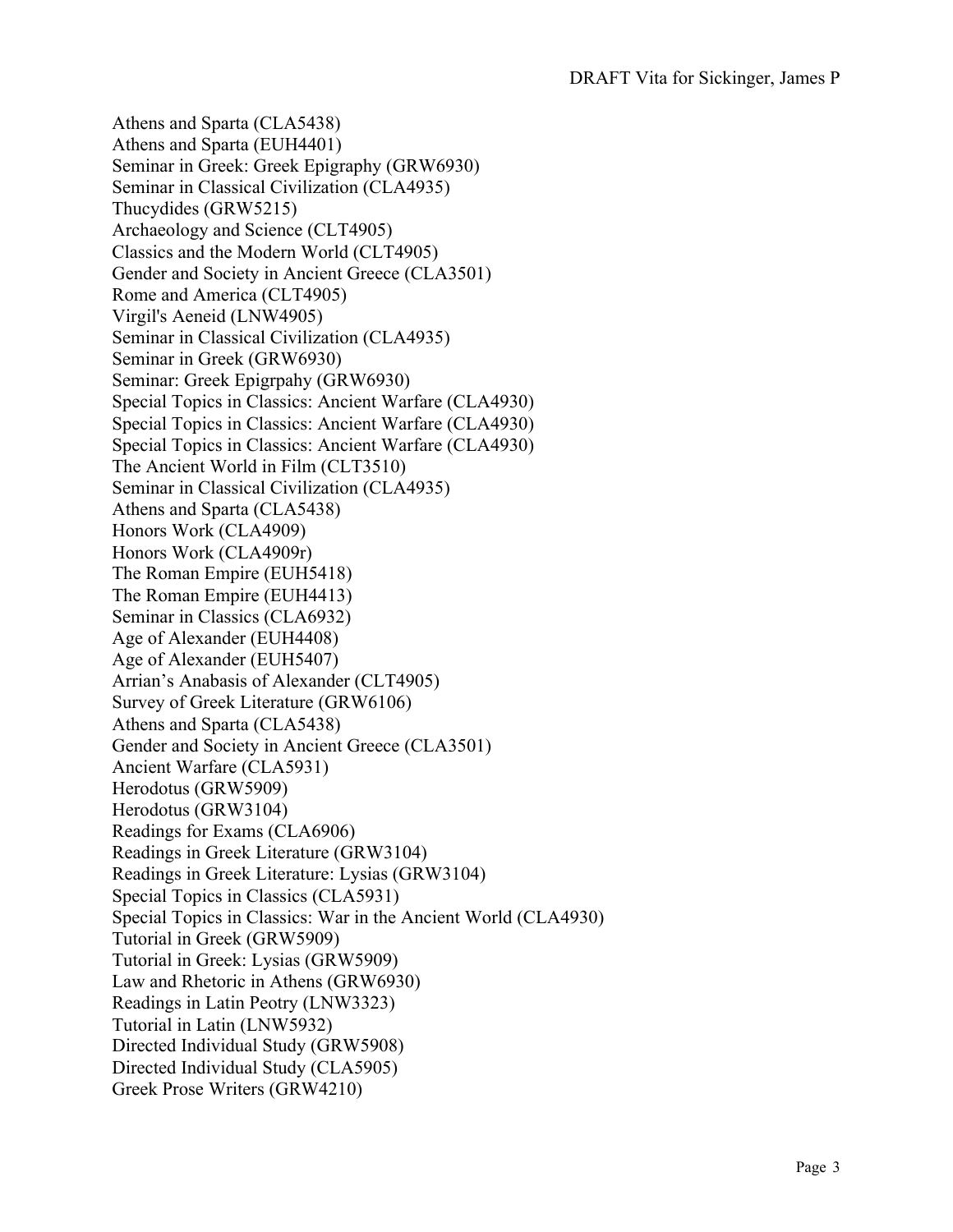Athens and Sparta (CLA5438)
Athens and Sparta (EUH4401)
Seminar in Greek: Greek Epigraphy (GRW6930)
Seminar in Classical Civilization (CLA4935)
Thucydides (GRW5215)
Archaeology and Science (CLT4905)
Classics and the Modern World (CLT4905)
Gender and Society in Ancient Greece (CLA3501)
Rome and America (CLT4905)
Virgil's Aeneid (LNW4905)
Seminar in Classical Civilization (CLA4935)
Seminar in Greek (GRW6930)
Seminar: Greek Epigrpahy (GRW6930)
Special Topics in Classics: Ancient Warfare (CLA4930)
Special Topics in Classics: Ancient Warfare (CLA4930)
Special Topics in Classics: Ancient Warfare (CLA4930)
The Ancient World in Film (CLT3510)
Seminar in Classical Civilization (CLA4935)
Athens and Sparta (CLA5438)
Honors Work (CLA4909)
Honors Work (CLA4909r)
The Roman Empire (EUH5418)
The Roman Empire (EUH4413)
Seminar in Classics (CLA6932)
Age of Alexander (EUH4408)
Age of Alexander (EUH5407)
Arrian's Anabasis of Alexander (CLT4905)
Survey of Greek Literature (GRW6106)
Athens and Sparta (CLA5438)
Gender and Society in Ancient Greece (CLA3501)
Ancient Warfare (CLA5931)
Herodotus (GRW5909)
Herodotus (GRW3104)
Readings for Exams (CLA6906)
Readings in Greek Literature (GRW3104)
Readings in Greek Literature: Lysias (GRW3104)
Special Topics in Classics (CLA5931)
Special Topics in Classics: War in the Ancient World (CLA4930)
Tutorial in Greek (GRW5909)
Tutorial in Greek: Lysias (GRW5909)
Law and Rhetoric in Athens (GRW6930)
Readings in Latin Peotry (LNW3323)
Tutorial in Latin (LNW5932)
Directed Individual Study (GRW5908)
Directed Individual Study (CLA5905)
Greek Prose Writers (GRW4210)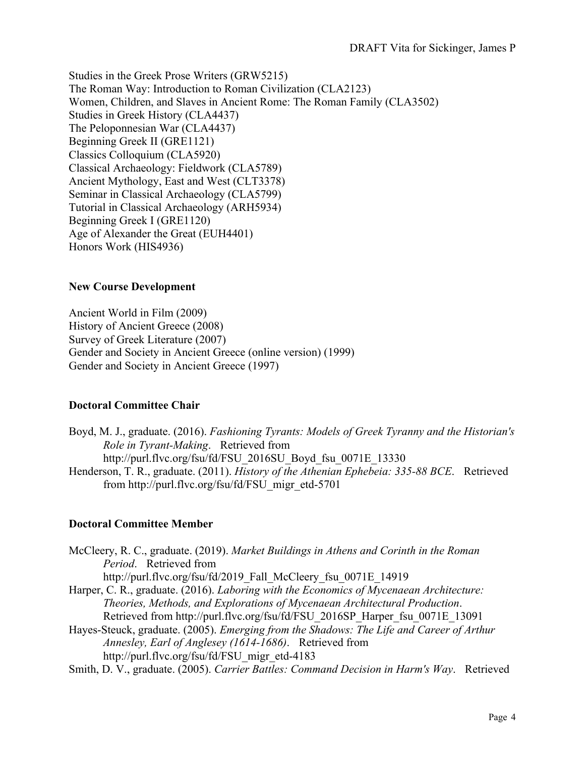Studies in the Greek Prose Writers (GRW5215)
The Roman Way: Introduction to Roman Civilization (CLA2123)
Women, Children, and Slaves in Ancient Rome: The Roman Family (CLA3502)
Studies in Greek History (CLA4437)
The Peloponnesian War (CLA4437)
Beginning Greek II (GRE1121)
Classics Colloquium (CLA5920)
Classical Archaeology: Fieldwork (CLA5789)
Ancient Mythology, East and West (CLT3378)
Seminar in Classical Archaeology (CLA5799)
Tutorial in Classical Archaeology (ARH5934)
Beginning Greek I (GRE1120)
Age of Alexander the Great (EUH4401)
Honors Work (HIS4936)

**New Course Development**

Ancient World in Film (2009)
History of Ancient Greece (2008)
Survey of Greek Literature (2007)
Gender and Society in Ancient Greece (online version) (1999)
Gender and Society in Ancient Greece (1997)

**Doctoral Committee Chair**

Boyd, M. J., graduate. (2016). *Fashioning Tyrants: Models of Greek Tyranny and the Historian's Role in Tyrant-Making*. Retrieved from http://purl.flvc.org/fsu/fd/FSU_2016SU_Boyd_fsu_0071E_13330

Henderson, T. R., graduate. (2011). *History of the Athenian Ephebeia: 335-88 BCE*. Retrieved from http://purl.flvc.org/fsu/fd/FSU_migr_etd-5701

**Doctoral Committee Member**

McCleery, R. C., graduate. (2019). *Market Buildings in Athens and Corinth in the Roman Period*. Retrieved from http://purl.flvc.org/fsu/fd/2019_Fall_McCleery_fsu_0071E_14919

Harper, C. R., graduate. (2016). *Laboring with the Economics of Mycenaean Architecture: Theories, Methods, and Explorations of Mycenaean Architectural Production*. Retrieved from http://purl.flvc.org/fsu/fd/FSU_2016SP_Harper_fsu_0071E_13091

Hayes-Steuck, graduate. (2005). *Emerging from the Shadows: The Life and Career of Arthur Annesley, Earl of Anglesey (1614-1686)*. Retrieved from http://purl.flvc.org/fsu/fd/FSU_migr_etd-4183

Smith, D. V., graduate. (2005). *Carrier Battles: Command Decision in Harm's Way*. Retrieved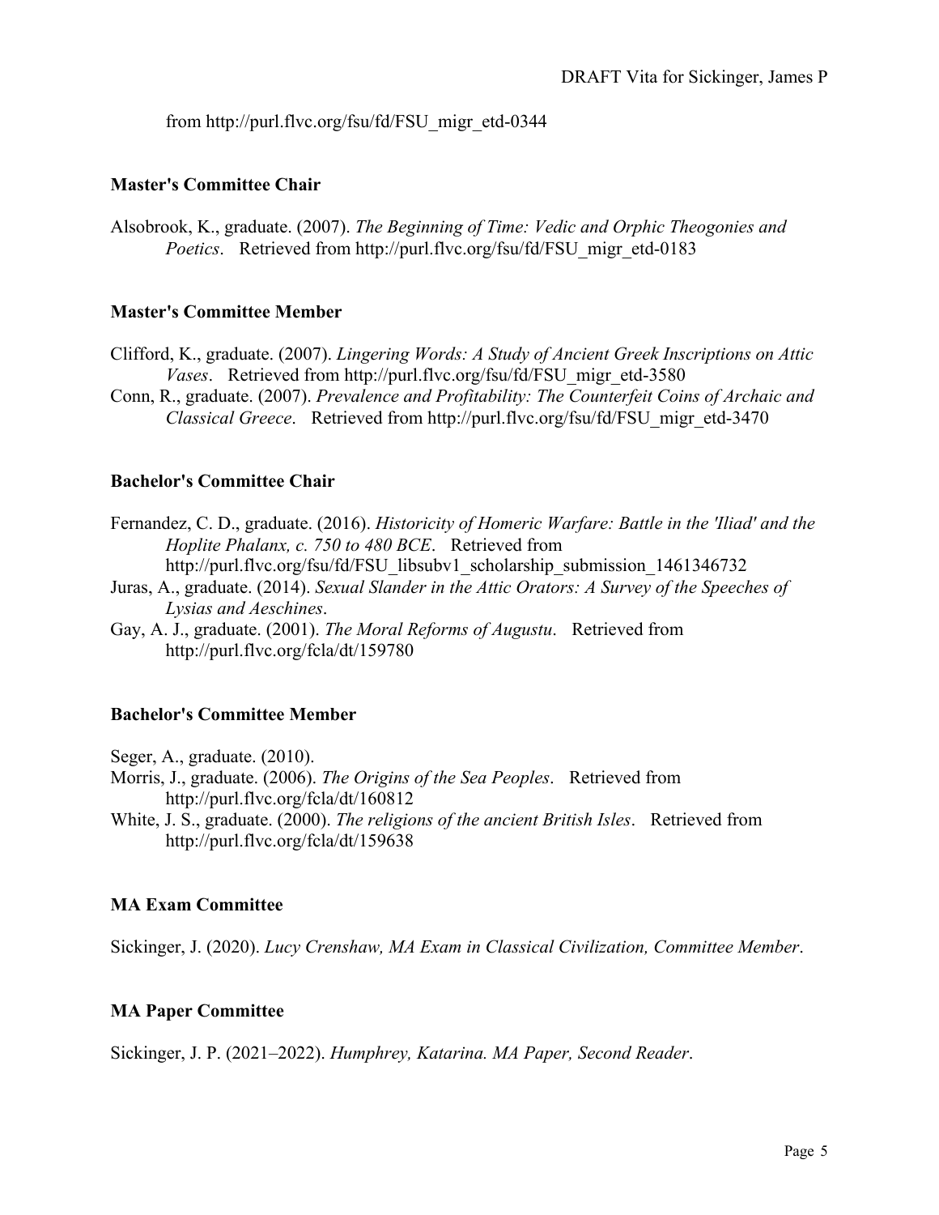from http://purl.flvc.org/fsu/fd/FSU_migr_etd-0344

### Master's Committee Chair

Alsobrook, K., graduate. (2007). *The Beginning of Time: Vedic and Orphic Theogonies and Poetics*. Retrieved from http://purl.flvc.org/fsu/fd/FSU_migr_etd-0183

### Master's Committee Member

Clifford, K., graduate. (2007). *Lingering Words: A Study of Ancient Greek Inscriptions on Attic Vases*. Retrieved from http://purl.flvc.org/fsu/fd/FSU_migr_etd-3580

Conn, R., graduate. (2007). *Prevalence and Profitability: The Counterfeit Coins of Archaic and Classical Greece*. Retrieved from http://purl.flvc.org/fsu/fd/FSU_migr_etd-3470

### Bachelor's Committee Chair

Fernandez, C. D., graduate. (2016). *Historicity of Homeric Warfare: Battle in the 'Iliad' and the Hoplite Phalanx, c. 750 to 480 BCE*. Retrieved from http://purl.flvc.org/fsu/fd/FSU_libsubv1_scholarship_submission_1461346732

Juras, A., graduate. (2014). *Sexual Slander in the Attic Orators: A Survey of the Speeches of Lysias and Aeschines*.

Gay, A. J., graduate. (2001). *The Moral Reforms of Augustu*. Retrieved from http://purl.flvc.org/fcla/dt/159780

### Bachelor's Committee Member

Seger, A., graduate. (2010).

Morris, J., graduate. (2006). *The Origins of the Sea Peoples*. Retrieved from http://purl.flvc.org/fcla/dt/160812

White, J. S., graduate. (2000). *The religions of the ancient British Isles*. Retrieved from http://purl.flvc.org/fcla/dt/159638

### MA Exam Committee

Sickinger, J. (2020). *Lucy Crenshaw, MA Exam in Classical Civilization, Committee Member*.

### MA Paper Committee

Sickinger, J. P. (2021–2022). *Humphrey, Katarina. MA Paper, Second Reader*.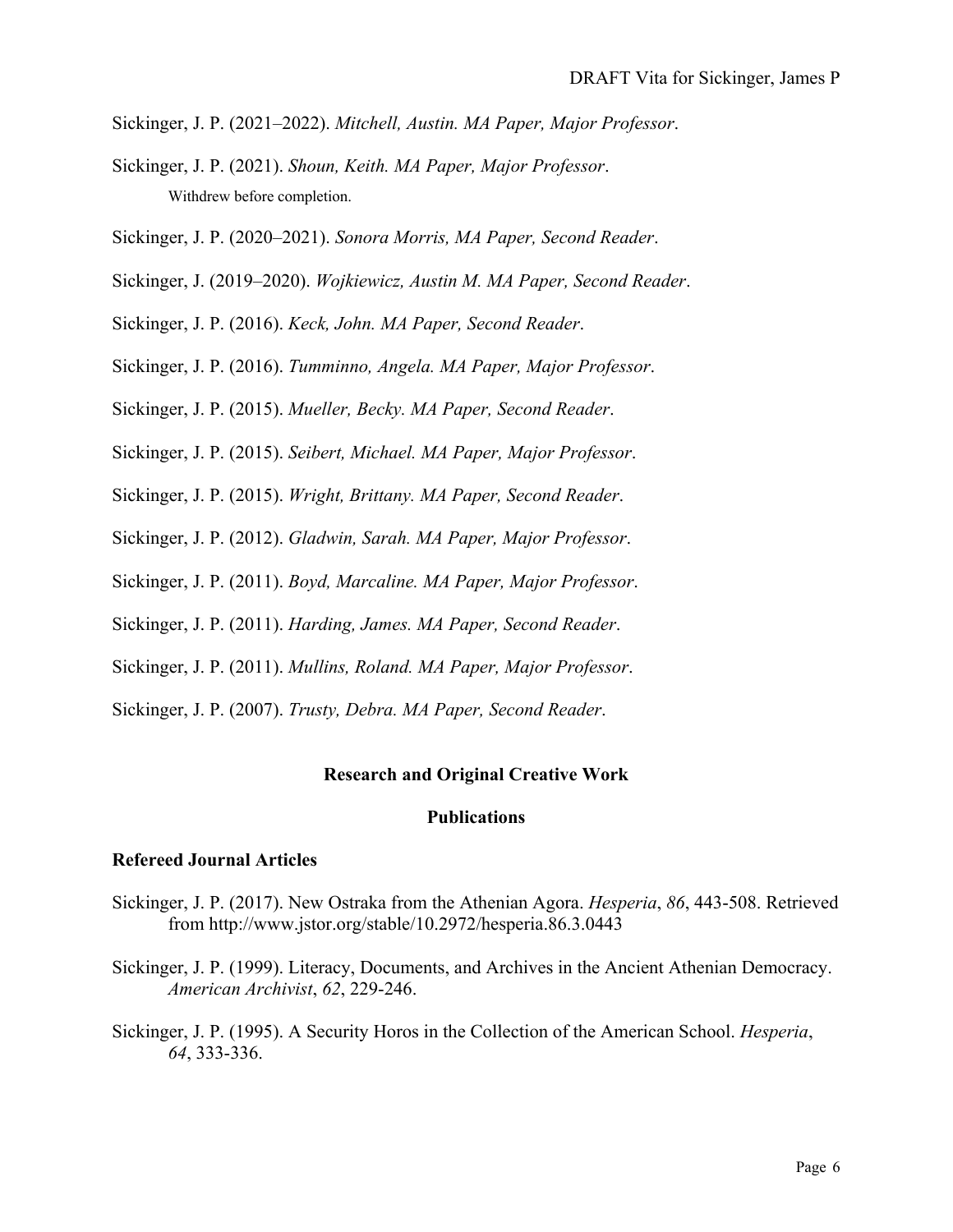Sickinger, J. P. (2021–2022). *Mitchell, Austin. MA Paper, Major Professor*.

Sickinger, J. P. (2021). *Shoun, Keith. MA Paper, Major Professor*.
Withdrew before completion.

Sickinger, J. P. (2020–2021). *Sonora Morris, MA Paper, Second Reader*.

Sickinger, J. (2019–2020). *Wojkiewicz, Austin M. MA Paper, Second Reader*.

Sickinger, J. P. (2016). *Keck, John. MA Paper, Second Reader*.

Sickinger, J. P. (2016). *Tumminno, Angela. MA Paper, Major Professor*.

Sickinger, J. P. (2015). *Mueller, Becky. MA Paper, Second Reader*.

Sickinger, J. P. (2015). *Seibert, Michael. MA Paper, Major Professor*.

Sickinger, J. P. (2015). *Wright, Brittany. MA Paper, Second Reader*.

Sickinger, J. P. (2012). *Gladwin, Sarah. MA Paper, Major Professor*.

Sickinger, J. P. (2011). *Boyd, Marcaline. MA Paper, Major Professor*.

Sickinger, J. P. (2011). *Harding, James. MA Paper, Second Reader*.

Sickinger, J. P. (2011). *Mullins, Roland. MA Paper, Major Professor*.

Sickinger, J. P. (2007). *Trusty, Debra. MA Paper, Second Reader*.

## Research and Original Creative Work

### Publications

#### Refereed Journal Articles

Sickinger, J. P. (2017). New Ostraka from the Athenian Agora. *Hesperia*, *86*, 443-508. Retrieved from http://www.jstor.org/stable/10.2972/hesperia.86.3.0443

Sickinger, J. P. (1999). Literacy, Documents, and Archives in the Ancient Athenian Democracy. *American Archivist*, *62*, 229-246.

Sickinger, J. P. (1995). A Security Horos in the Collection of the American School. *Hesperia*, *64*, 333-336.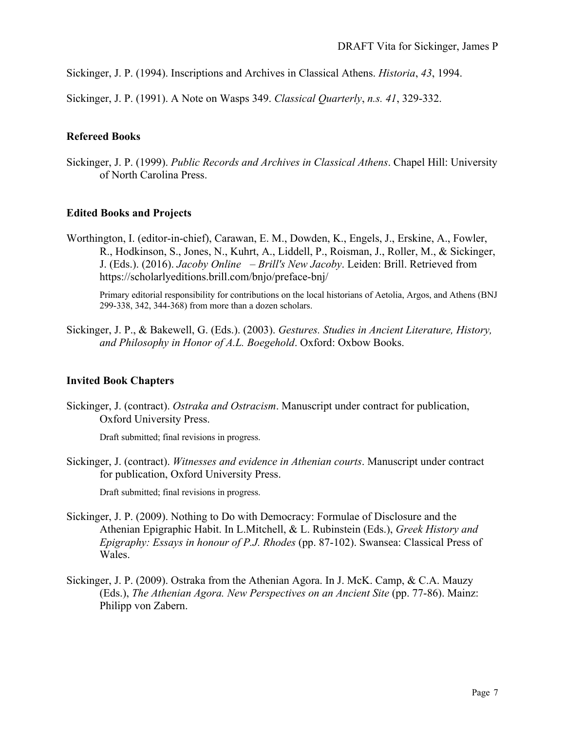Sickinger, J. P. (1994). Inscriptions and Archives in Classical Athens. *Historia*, *43*, 1994.

Sickinger, J. P. (1991). A Note on Wasps 349. *Classical Quarterly*, *n.s. 41*, 329-332.

### Refereed Books

Sickinger, J. P. (1999). *Public Records and Archives in Classical Athens*. Chapel Hill: University of North Carolina Press.

### Edited Books and Projects

Worthington, I. (editor-in-chief), Carawan, E. M., Dowden, K., Engels, J., Erskine, A., Fowler, R., Hodkinson, S., Jones, N., Kuhrt, A., Liddell, P., Roisman, J., Roller, M., & Sickinger, J. (Eds.). (2016). *Jacoby Online – Brill's New Jacoby*. Leiden: Brill. Retrieved from https://scholarlyeditions.brill.com/bnjo/preface-bnj/

Primary editorial responsibility for contributions on the local historians of Aetolia, Argos, and Athens (BNJ 299-338, 342, 344-368) from more than a dozen scholars.

Sickinger, J. P., & Bakewell, G. (Eds.). (2003). *Gestures. Studies in Ancient Literature, History, and Philosophy in Honor of A.L. Boegehold*. Oxford: Oxbow Books.

### Invited Book Chapters

Sickinger, J. (contract). *Ostraka and Ostracism*. Manuscript under contract for publication, Oxford University Press.

Draft submitted; final revisions in progress.

Sickinger, J. (contract). *Witnesses and evidence in Athenian courts*. Manuscript under contract for publication, Oxford University Press.

Draft submitted; final revisions in progress.

Sickinger, J. P. (2009). Nothing to Do with Democracy: Formulae of Disclosure and the Athenian Epigraphic Habit. In L.Mitchell, & L. Rubinstein (Eds.), *Greek History and Epigraphy: Essays in honour of P.J. Rhodes* (pp. 87-102). Swansea: Classical Press of Wales.

Sickinger, J. P. (2009). Ostraka from the Athenian Agora. In J. McK. Camp, & C.A. Mauzy (Eds.), *The Athenian Agora. New Perspectives on an Ancient Site* (pp. 77-86). Mainz: Philipp von Zabern.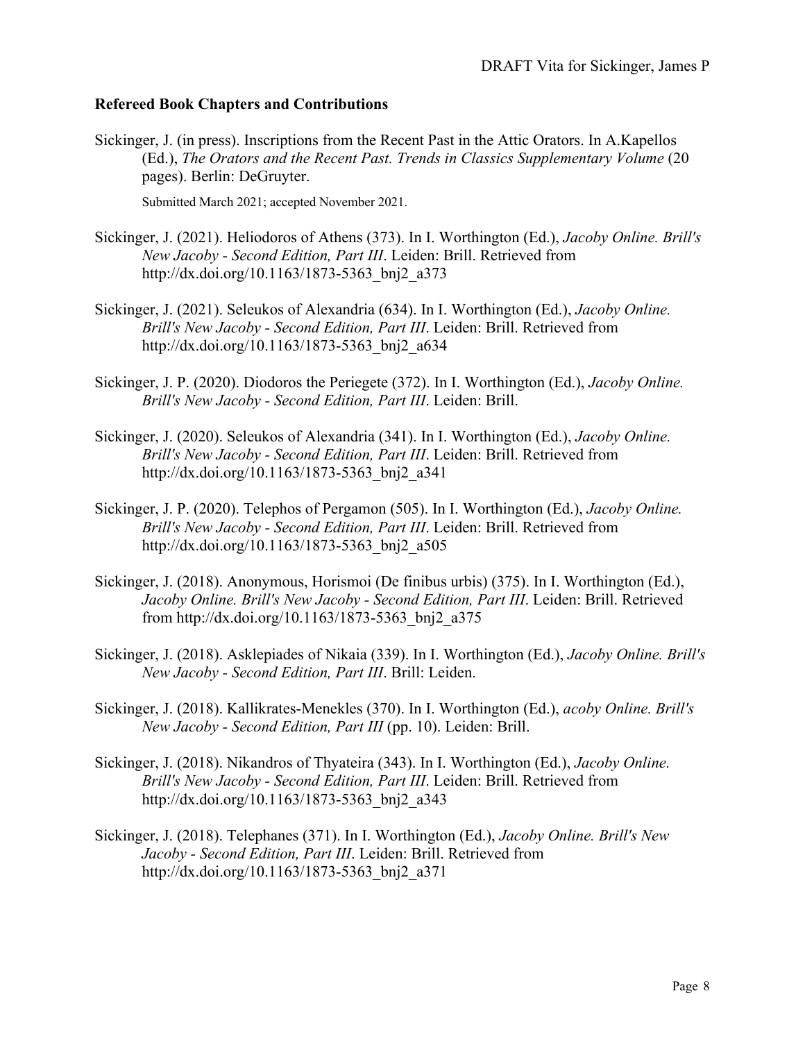### **Refereed Book Chapters and Contributions**

Sickinger, J. (in press). Inscriptions from the Recent Past in the Attic Orators. In A.Kapellos (Ed.), *The Orators and the Recent Past. Trends in Classics Supplementary Volume* (20 pages). Berlin: DeGruyter.

Submitted March 2021; accepted November 2021.

Sickinger, J. (2021). Heliodoros of Athens (373). In I. Worthington (Ed.), *Jacoby Online. Brill's New Jacoby - Second Edition, Part III*. Leiden: Brill. Retrieved from http://dx.doi.org/10.1163/1873-5363_bnj2_a373

Sickinger, J. (2021). Seleukos of Alexandria (634). In I. Worthington (Ed.), *Jacoby Online. Brill's New Jacoby - Second Edition, Part III*. Leiden: Brill. Retrieved from http://dx.doi.org/10.1163/1873-5363_bnj2_a634

Sickinger, J. P. (2020). Diodoros the Periegete (372). In I. Worthington (Ed.), *Jacoby Online. Brill's New Jacoby - Second Edition, Part III*. Leiden: Brill.

Sickinger, J. (2020). Seleukos of Alexandria (341). In I. Worthington (Ed.), *Jacoby Online. Brill's New Jacoby - Second Edition, Part III*. Leiden: Brill. Retrieved from http://dx.doi.org/10.1163/1873-5363_bnj2_a341

Sickinger, J. P. (2020). Telephos of Pergamon (505). In I. Worthington (Ed.), *Jacoby Online. Brill's New Jacoby - Second Edition, Part III*. Leiden: Brill. Retrieved from http://dx.doi.org/10.1163/1873-5363_bnj2_a505

Sickinger, J. (2018). Anonymous, Horismoi (De finibus urbis) (375). In I. Worthington (Ed.), *Jacoby Online. Brill's New Jacoby - Second Edition, Part III*. Leiden: Brill. Retrieved from http://dx.doi.org/10.1163/1873-5363_bnj2_a375

Sickinger, J. (2018). Asklepiades of Nikaia (339). In I. Worthington (Ed.), *Jacoby Online. Brill's New Jacoby - Second Edition, Part III*. Brill: Leiden.

Sickinger, J. (2018). Kallikrates-Menekles (370). In I. Worthington (Ed.), *acoby Online. Brill's New Jacoby - Second Edition, Part III* (pp. 10). Leiden: Brill.

Sickinger, J. (2018). Nikandros of Thyateira (343). In I. Worthington (Ed.), *Jacoby Online. Brill's New Jacoby - Second Edition, Part III*. Leiden: Brill. Retrieved from http://dx.doi.org/10.1163/1873-5363_bnj2_a343

Sickinger, J. (2018). Telephanes (371). In I. Worthington (Ed.), *Jacoby Online. Brill's New Jacoby - Second Edition, Part III*. Leiden: Brill. Retrieved from http://dx.doi.org/10.1163/1873-5363_bnj2_a371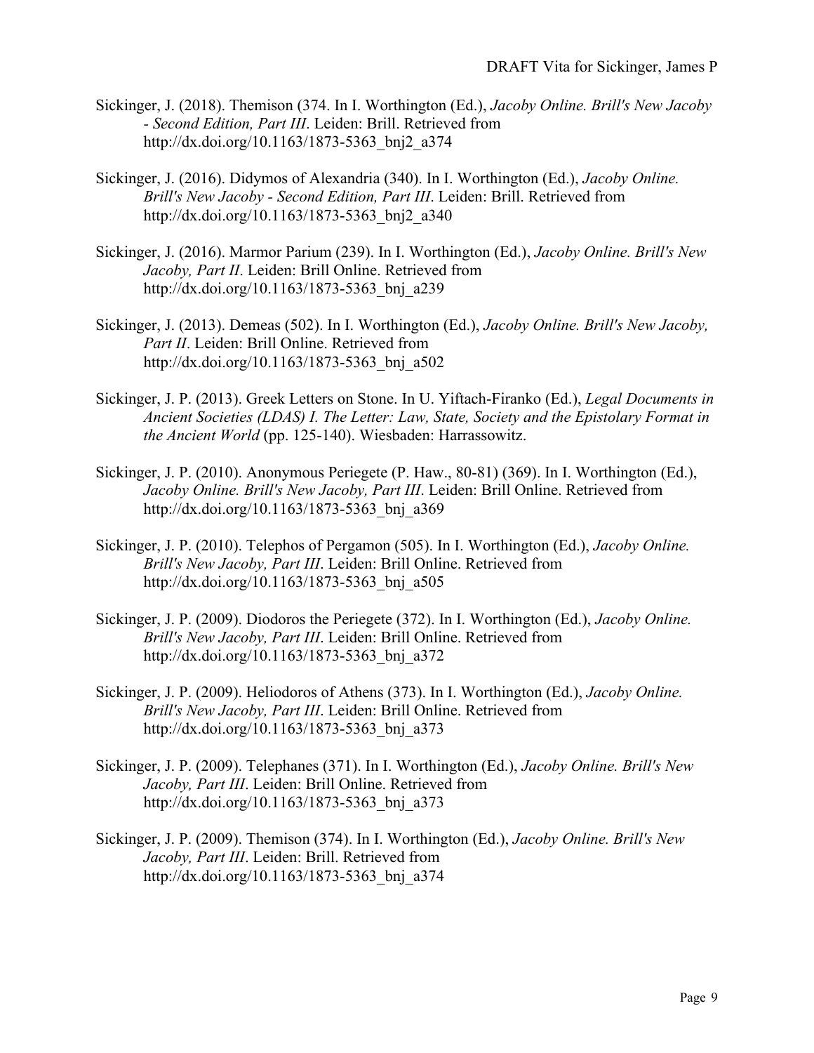Sickinger, J. (2018). Themison (374. In I. Worthington (Ed.), *Jacoby Online. Brill's New Jacoby - Second Edition, Part III*. Leiden: Brill. Retrieved from http://dx.doi.org/10.1163/1873-5363_bnj2_a374

Sickinger, J. (2016). Didymos of Alexandria (340). In I. Worthington (Ed.), *Jacoby Online. Brill's New Jacoby - Second Edition, Part III*. Leiden: Brill. Retrieved from http://dx.doi.org/10.1163/1873-5363_bnj2_a340

Sickinger, J. (2016). Marmor Parium (239). In I. Worthington (Ed.), *Jacoby Online. Brill's New Jacoby, Part II*. Leiden: Brill Online. Retrieved from http://dx.doi.org/10.1163/1873-5363_bnj_a239

Sickinger, J. (2013). Demeas (502). In I. Worthington (Ed.), *Jacoby Online. Brill's New Jacoby, Part II*. Leiden: Brill Online. Retrieved from http://dx.doi.org/10.1163/1873-5363_bnj_a502

Sickinger, J. P. (2013). Greek Letters on Stone. In U. Yiftach-Firanko (Ed.), *Legal Documents in Ancient Societies (LDAS) I. The Letter: Law, State, Society and the Epistolary Format in the Ancient World* (pp. 125-140). Wiesbaden: Harrassowitz.

Sickinger, J. P. (2010). Anonymous Periegete (P. Haw., 80-81) (369). In I. Worthington (Ed.), *Jacoby Online. Brill's New Jacoby, Part III*. Leiden: Brill Online. Retrieved from http://dx.doi.org/10.1163/1873-5363_bnj_a369

Sickinger, J. P. (2010). Telephos of Pergamon (505). In I. Worthington (Ed.), *Jacoby Online. Brill's New Jacoby, Part III*. Leiden: Brill Online. Retrieved from http://dx.doi.org/10.1163/1873-5363_bnj_a505

Sickinger, J. P. (2009). Diodoros the Periegete (372). In I. Worthington (Ed.), *Jacoby Online. Brill's New Jacoby, Part III*. Leiden: Brill Online. Retrieved from http://dx.doi.org/10.1163/1873-5363_bnj_a372

Sickinger, J. P. (2009). Heliodoros of Athens (373). In I. Worthington (Ed.), *Jacoby Online. Brill's New Jacoby, Part III*. Leiden: Brill Online. Retrieved from http://dx.doi.org/10.1163/1873-5363_bnj_a373

Sickinger, J. P. (2009). Telephanes (371). In I. Worthington (Ed.), *Jacoby Online. Brill's New Jacoby, Part III*. Leiden: Brill Online. Retrieved from http://dx.doi.org/10.1163/1873-5363_bnj_a373

Sickinger, J. P. (2009). Themison (374). In I. Worthington (Ed.), *Jacoby Online. Brill's New Jacoby, Part III*. Leiden: Brill. Retrieved from http://dx.doi.org/10.1163/1873-5363_bnj_a374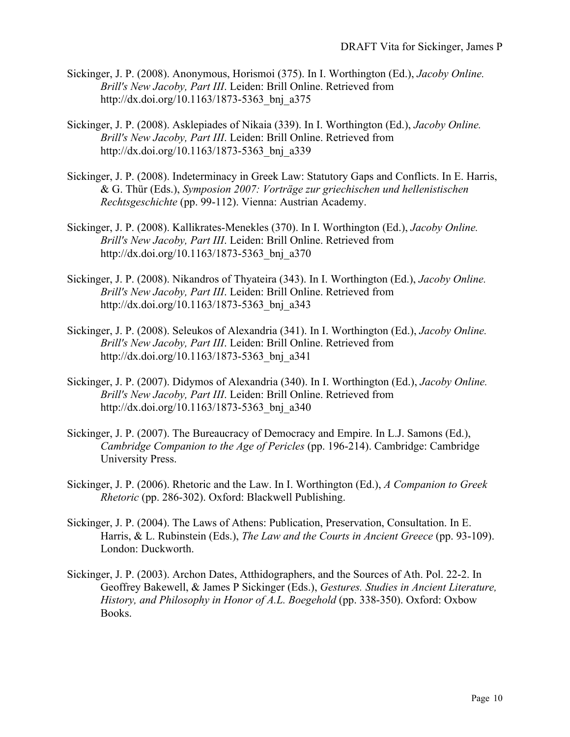Sickinger, J. P. (2008). Anonymous, Horismoi (375). In I. Worthington (Ed.), *Jacoby Online. Brill's New Jacoby, Part III*. Leiden: Brill Online. Retrieved from http://dx.doi.org/10.1163/1873-5363_bnj_a375

Sickinger, J. P. (2008). Asklepiades of Nikaia (339). In I. Worthington (Ed.), *Jacoby Online. Brill's New Jacoby, Part III*. Leiden: Brill Online. Retrieved from http://dx.doi.org/10.1163/1873-5363_bnj_a339

Sickinger, J. P. (2008). Indeterminacy in Greek Law: Statutory Gaps and Conflicts. In E. Harris, & G. Thür (Eds.), *Symposion 2007: Vorträge zur griechischen und hellenistischen Rechtsgeschichte* (pp. 99-112). Vienna: Austrian Academy.

Sickinger, J. P. (2008). Kallikrates-Menekles (370). In I. Worthington (Ed.), *Jacoby Online. Brill's New Jacoby, Part III*. Leiden: Brill Online. Retrieved from http://dx.doi.org/10.1163/1873-5363_bnj_a370

Sickinger, J. P. (2008). Nikandros of Thyateira (343). In I. Worthington (Ed.), *Jacoby Online. Brill's New Jacoby, Part III*. Leiden: Brill Online. Retrieved from http://dx.doi.org/10.1163/1873-5363_bnj_a343

Sickinger, J. P. (2008). Seleukos of Alexandria (341). In I. Worthington (Ed.), *Jacoby Online. Brill's New Jacoby, Part III*. Leiden: Brill Online. Retrieved from http://dx.doi.org/10.1163/1873-5363_bnj_a341

Sickinger, J. P. (2007). Didymos of Alexandria (340). In I. Worthington (Ed.), *Jacoby Online. Brill's New Jacoby, Part III*. Leiden: Brill Online. Retrieved from http://dx.doi.org/10.1163/1873-5363_bnj_a340

Sickinger, J. P. (2007). The Bureaucracy of Democracy and Empire. In L.J. Samons (Ed.), *Cambridge Companion to the Age of Pericles* (pp. 196-214). Cambridge: Cambridge University Press.

Sickinger, J. P. (2006). Rhetoric and the Law. In I. Worthington (Ed.), *A Companion to Greek Rhetoric* (pp. 286-302). Oxford: Blackwell Publishing.

Sickinger, J. P. (2004). The Laws of Athens: Publication, Preservation, Consultation. In E. Harris, & L. Rubinstein (Eds.), *The Law and the Courts in Ancient Greece* (pp. 93-109). London: Duckworth.

Sickinger, J. P. (2003). Archon Dates, Atthidographers, and the Sources of Ath. Pol. 22-2. In Geoffrey Bakewell, & James P Sickinger (Eds.), *Gestures. Studies in Ancient Literature, History, and Philosophy in Honor of A.L. Boegehold* (pp. 338-350). Oxford: Oxbow Books.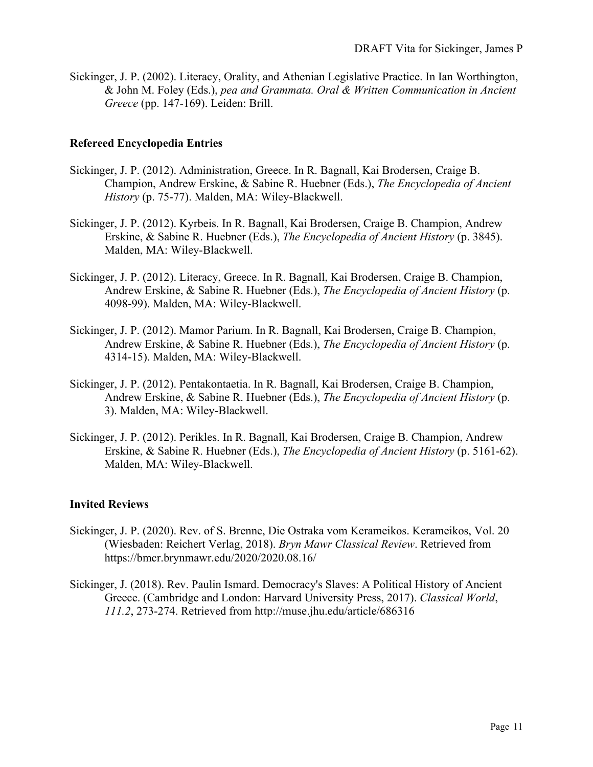Sickinger, J. P. (2002). Literacy, Orality, and Athenian Legislative Practice. In Ian Worthington, & John M. Foley (Eds.), *pea and Grammata. Oral & Written Communication in Ancient Greece* (pp. 147-169). Leiden: Brill.

### Refereed Encyclopedia Entries

Sickinger, J. P. (2012). Administration, Greece. In R. Bagnall, Kai Brodersen, Craige B. Champion, Andrew Erskine, & Sabine R. Huebner (Eds.), *The Encyclopedia of Ancient History* (p. 75-77). Malden, MA: Wiley-Blackwell.

Sickinger, J. P. (2012). Kyrbeis. In R. Bagnall, Kai Brodersen, Craige B. Champion, Andrew Erskine, & Sabine R. Huebner (Eds.), *The Encyclopedia of Ancient History* (p. 3845). Malden, MA: Wiley-Blackwell.

Sickinger, J. P. (2012). Literacy, Greece. In R. Bagnall, Kai Brodersen, Craige B. Champion, Andrew Erskine, & Sabine R. Huebner (Eds.), *The Encyclopedia of Ancient History* (p. 4098-99). Malden, MA: Wiley-Blackwell.

Sickinger, J. P. (2012). Mamor Parium. In R. Bagnall, Kai Brodersen, Craige B. Champion, Andrew Erskine, & Sabine R. Huebner (Eds.), *The Encyclopedia of Ancient History* (p. 4314-15). Malden, MA: Wiley-Blackwell.

Sickinger, J. P. (2012). Pentakontaetia. In R. Bagnall, Kai Brodersen, Craige B. Champion, Andrew Erskine, & Sabine R. Huebner (Eds.), *The Encyclopedia of Ancient History* (p. 3). Malden, MA: Wiley-Blackwell.

Sickinger, J. P. (2012). Perikles. In R. Bagnall, Kai Brodersen, Craige B. Champion, Andrew Erskine, & Sabine R. Huebner (Eds.), *The Encyclopedia of Ancient History* (p. 5161-62). Malden, MA: Wiley-Blackwell.

### Invited Reviews

Sickinger, J. P. (2020). Rev. of S. Brenne, Die Ostraka vom Kerameikos. Kerameikos, Vol. 20 (Wiesbaden: Reichert Verlag, 2018). *Bryn Mawr Classical Review*. Retrieved from https://bmcr.brynmawr.edu/2020/2020.08.16/

Sickinger, J. (2018). Rev. Paulin Ismard. Democracy's Slaves: A Political History of Ancient Greece. (Cambridge and London: Harvard University Press, 2017). *Classical World*, *111.2*, 273-274. Retrieved from http://muse.jhu.edu/article/686316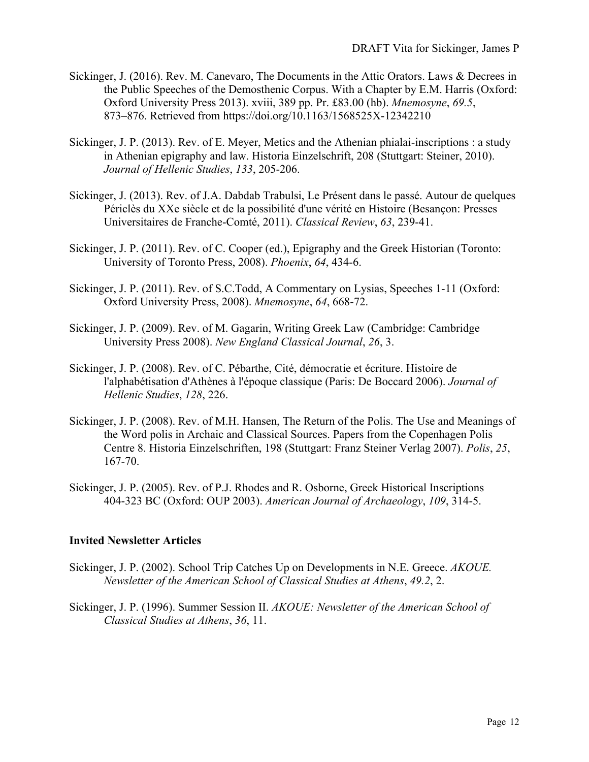Sickinger, J. (2016). Rev. M. Canevaro, The Documents in the Attic Orators. Laws & Decrees in the Public Speeches of the Demosthenic Corpus. With a Chapter by E.M. Harris (Oxford: Oxford University Press 2013). xviii, 389 pp. Pr. £83.00 (hb). *Mnemosyne*, *69.5*, 873–876. Retrieved from https://doi.org/10.1163/1568525X-12342210

Sickinger, J. P. (2013). Rev. of E. Meyer, Metics and the Athenian phialai-inscriptions : a study in Athenian epigraphy and law. Historia Einzelschrift, 208 (Stuttgart: Steiner, 2010). *Journal of Hellenic Studies*, *133*, 205-206.

Sickinger, J. (2013). Rev. of J.A. Dabdab Trabulsi, Le Présent dans le passé. Autour de quelques Périclès du XXe siècle et de la possibilité d'une vérité en Histoire (Besançon: Presses Universitaires de Franche-Comté, 2011). *Classical Review*, *63*, 239-41.

Sickinger, J. P. (2011). Rev. of C. Cooper (ed.), Epigraphy and the Greek Historian (Toronto: University of Toronto Press, 2008). *Phoenix*, *64*, 434-6.

Sickinger, J. P. (2011). Rev. of S.C.Todd, A Commentary on Lysias, Speeches 1-11 (Oxford: Oxford University Press, 2008). *Mnemosyne*, *64*, 668-72.

Sickinger, J. P. (2009). Rev. of M. Gagarin, Writing Greek Law (Cambridge: Cambridge University Press 2008). *New England Classical Journal*, *26*, 3.

Sickinger, J. P. (2008). Rev. of C. Pébarthe, Cité, démocratie et écriture. Histoire de l'alphabétisation d'Athènes à l'époque classique (Paris: De Boccard 2006). *Journal of Hellenic Studies*, *128*, 226.

Sickinger, J. P. (2008). Rev. of M.H. Hansen, The Return of the Polis. The Use and Meanings of the Word polis in Archaic and Classical Sources. Papers from the Copenhagen Polis Centre 8. Historia Einzelschriften, 198 (Stuttgart: Franz Steiner Verlag 2007). *Polis*, *25*, 167-70.

Sickinger, J. P. (2005). Rev. of P.J. Rhodes and R. Osborne, Greek Historical Inscriptions 404-323 BC (Oxford: OUP 2003). *American Journal of Archaeology*, *109*, 314-5.

**Invited Newsletter Articles**

Sickinger, J. P. (2002). School Trip Catches Up on Developments in N.E. Greece. *AKOUE. Newsletter of the American School of Classical Studies at Athens*, *49.2*, 2.

Sickinger, J. P. (1996). Summer Session II. *AKOUE: Newsletter of the American School of Classical Studies at Athens*, *36*, 11.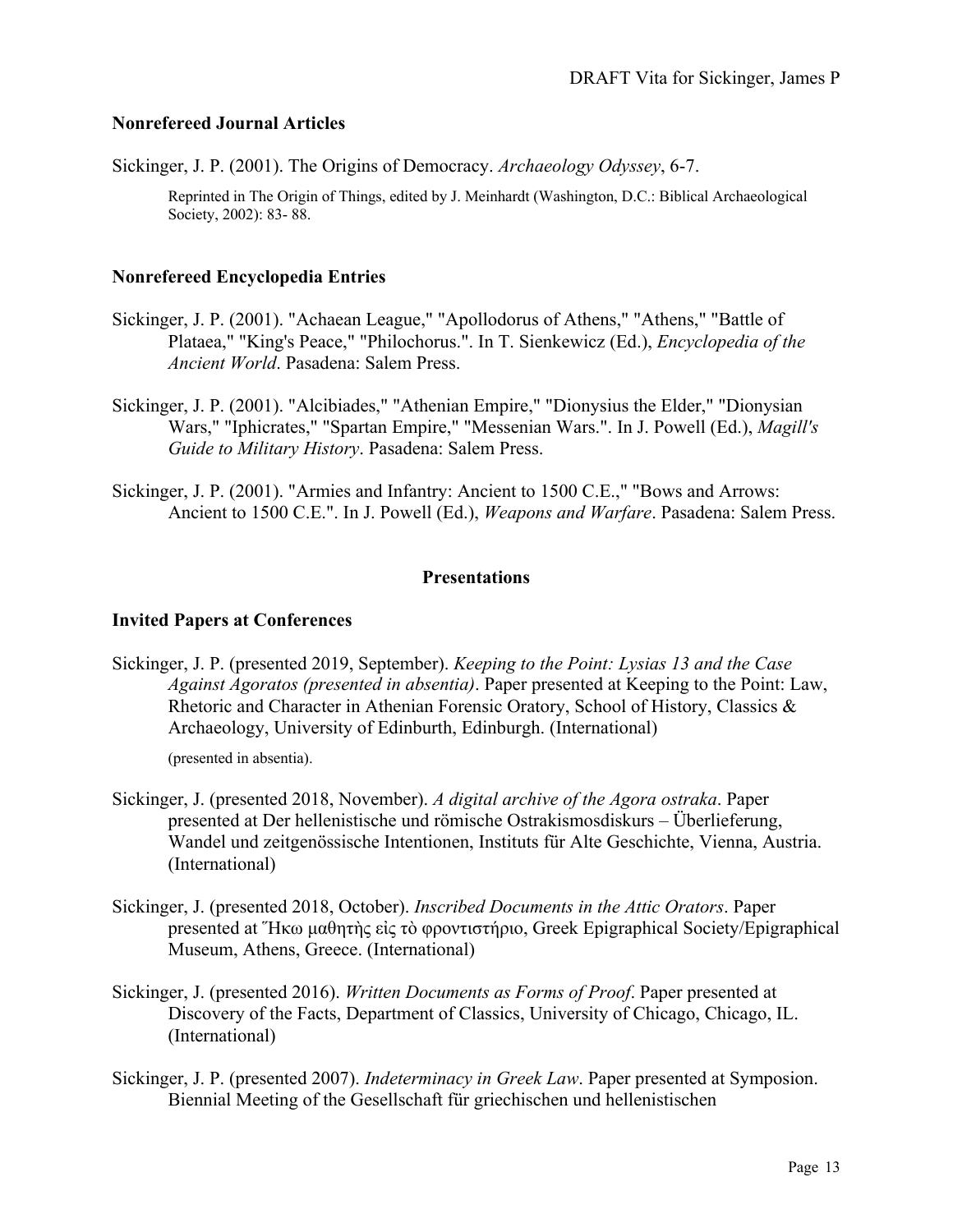### Nonrefereed Journal Articles

Sickinger, J. P. (2001). The Origins of Democracy. *Archaeology Odyssey*, 6-7.

> Reprinted in The Origin of Things, edited by J. Meinhardt (Washington, D.C.: Biblical Archaeological Society, 2002): 83- 88.

### Nonrefereed Encyclopedia Entries

Sickinger, J. P. (2001). "Achaean League," "Apollodorus of Athens," "Athens," "Battle of Plataea," "King's Peace," "Philochorus.". In T. Sienkewicz (Ed.), *Encyclopedia of the Ancient World*. Pasadena: Salem Press.

Sickinger, J. P. (2001). "Alcibiades," "Athenian Empire," "Dionysius the Elder," "Dionysian Wars," "Iphicrates," "Spartan Empire," "Messenian Wars.". In J. Powell (Ed.), *Magill's Guide to Military History*. Pasadena: Salem Press.

Sickinger, J. P. (2001). "Armies and Infantry: Ancient to 1500 C.E.," "Bows and Arrows: Ancient to 1500 C.E.". In J. Powell (Ed.), *Weapons and Warfare*. Pasadena: Salem Press.

## Presentations

### Invited Papers at Conferences

Sickinger, J. P. (presented 2019, September). *Keeping to the Point: Lysias 13 and the Case Against Agoratos (presented in absentia)*. Paper presented at Keeping to the Point: Law, Rhetoric and Character in Athenian Forensic Oratory, School of History, Classics & Archaeology, University of Edinburth, Edinburgh. (International)

> (presented in absentia).

Sickinger, J. (presented 2018, November). *A digital archive of the Agora ostraka*. Paper presented at Der hellenistische und römische Ostrakismosdiskurs – Überlieferung, Wandel und zeitgenössische Intentionen, Instituts für Alte Geschichte, Vienna, Austria. (International)

Sickinger, J. (presented 2018, October). *Inscribed Documents in the Attic Orators*. Paper presented at Ἥκω μαθητὴς εἰς τὸ φροντιστήριο, Greek Epigraphical Society/Epigraphical Museum, Athens, Greece. (International)

Sickinger, J. (presented 2016). *Written Documents as Forms of Proof*. Paper presented at Discovery of the Facts, Department of Classics, University of Chicago, Chicago, IL. (International)

Sickinger, J. P. (presented 2007). *Indeterminacy in Greek Law*. Paper presented at Symposion. Biennial Meeting of the Gesellschaft für griechischen und hellenistischen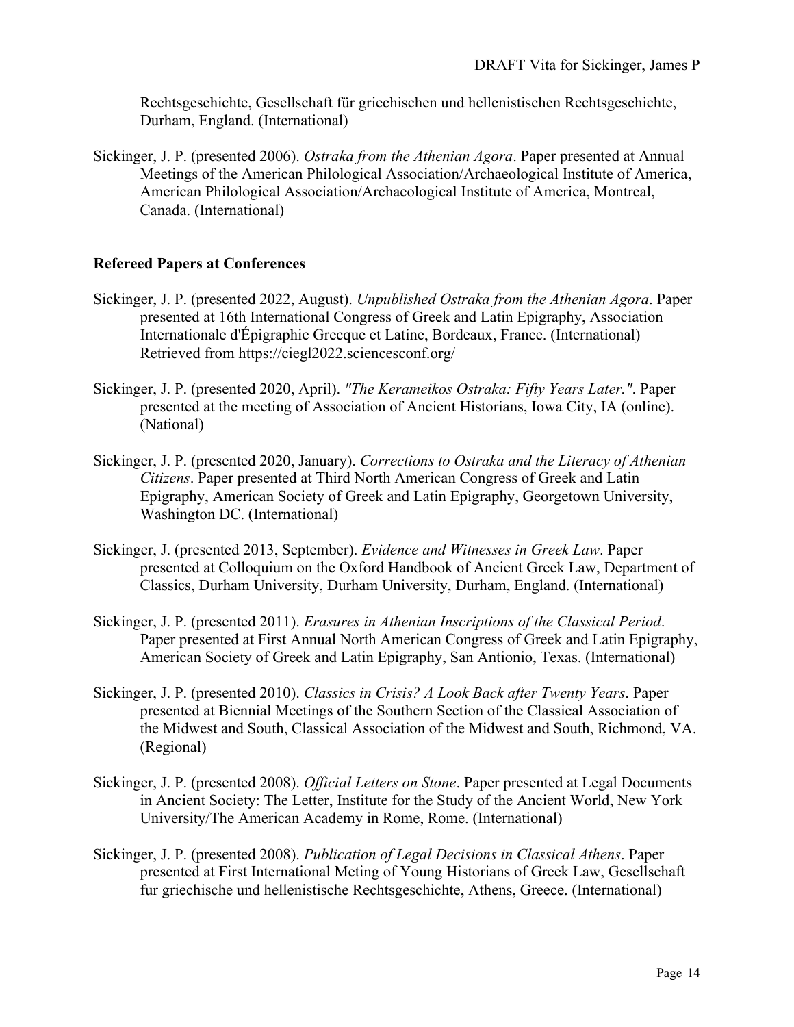Rechtsgeschichte, Gesellschaft für griechischen und hellenistischen Rechtsgeschichte, Durham, England. (International)

Sickinger, J. P. (presented 2006). *Ostraka from the Athenian Agora*. Paper presented at Annual Meetings of the American Philological Association/Archaeological Institute of America, American Philological Association/Archaeological Institute of America, Montreal, Canada. (International)

### Refereed Papers at Conferences

Sickinger, J. P. (presented 2022, August). *Unpublished Ostraka from the Athenian Agora*. Paper presented at 16th International Congress of Greek and Latin Epigraphy, Association Internationale d'Épigraphie Grecque et Latine, Bordeaux, France. (International) Retrieved from https://ciegl2022.sciencesconf.org/

Sickinger, J. P. (presented 2020, April). *"The Kerameikos Ostraka: Fifty Years Later."*. Paper presented at the meeting of Association of Ancient Historians, Iowa City, IA (online). (National)

Sickinger, J. P. (presented 2020, January). *Corrections to Ostraka and the Literacy of Athenian Citizens*. Paper presented at Third North American Congress of Greek and Latin Epigraphy, American Society of Greek and Latin Epigraphy, Georgetown University, Washington DC. (International)

Sickinger, J. (presented 2013, September). *Evidence and Witnesses in Greek Law*. Paper presented at Colloquium on the Oxford Handbook of Ancient Greek Law, Department of Classics, Durham University, Durham University, Durham, England. (International)

Sickinger, J. P. (presented 2011). *Erasures in Athenian Inscriptions of the Classical Period*. Paper presented at First Annual North American Congress of Greek and Latin Epigraphy, American Society of Greek and Latin Epigraphy, San Antionio, Texas. (International)

Sickinger, J. P. (presented 2010). *Classics in Crisis? A Look Back after Twenty Years*. Paper presented at Biennial Meetings of the Southern Section of the Classical Association of the Midwest and South, Classical Association of the Midwest and South, Richmond, VA. (Regional)

Sickinger, J. P. (presented 2008). *Official Letters on Stone*. Paper presented at Legal Documents in Ancient Society: The Letter, Institute for the Study of the Ancient World, New York University/The American Academy in Rome, Rome. (International)

Sickinger, J. P. (presented 2008). *Publication of Legal Decisions in Classical Athens*. Paper presented at First International Meting of Young Historians of Greek Law, Gesellschaft fur griechische und hellenistische Rechtsgeschichte, Athens, Greece. (International)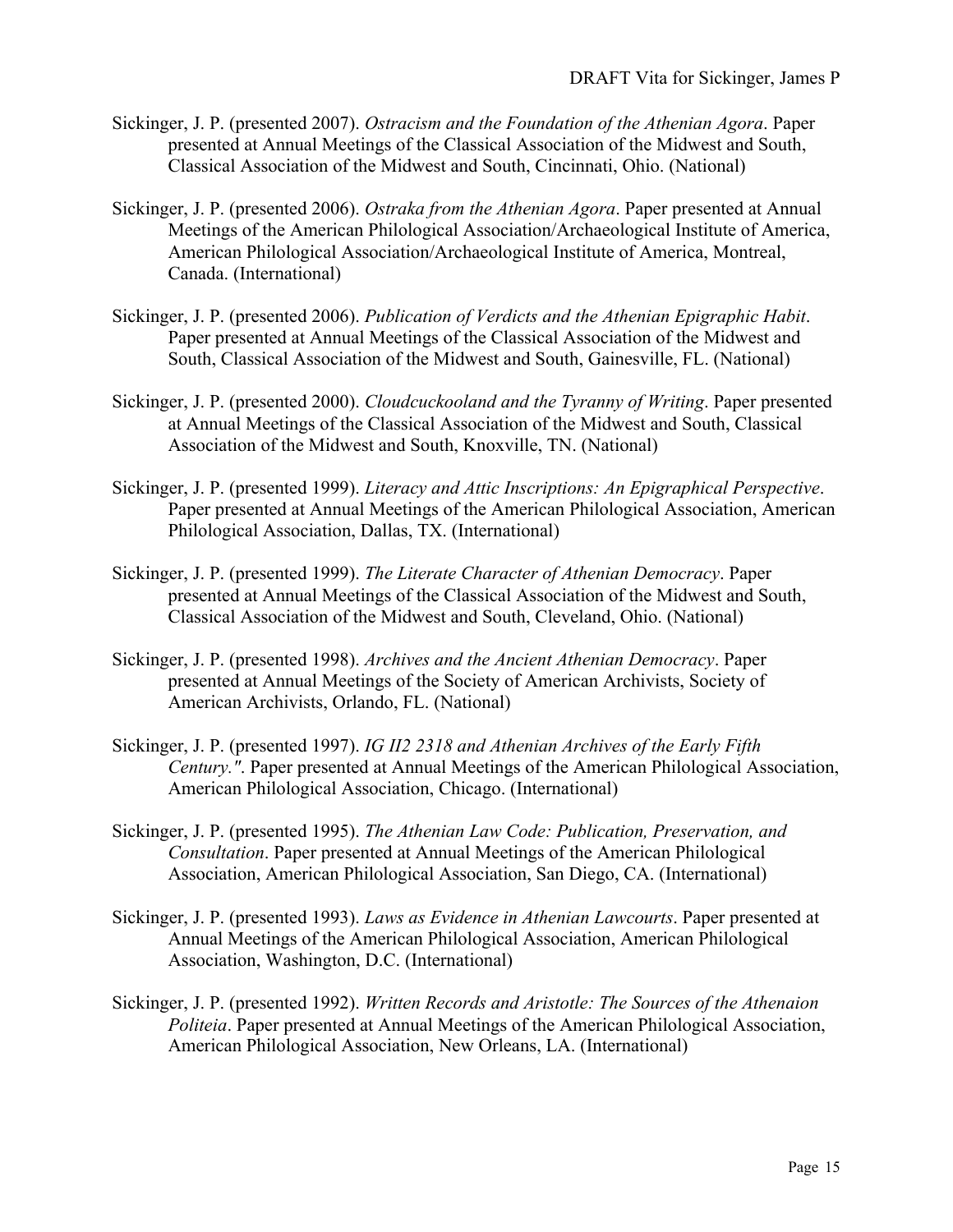Sickinger, J. P. (presented 2007). *Ostracism and the Foundation of the Athenian Agora*. Paper presented at Annual Meetings of the Classical Association of the Midwest and South, Classical Association of the Midwest and South, Cincinnati, Ohio. (National)

Sickinger, J. P. (presented 2006). *Ostraka from the Athenian Agora*. Paper presented at Annual Meetings of the American Philological Association/Archaeological Institute of America, American Philological Association/Archaeological Institute of America, Montreal, Canada. (International)

Sickinger, J. P. (presented 2006). *Publication of Verdicts and the Athenian Epigraphic Habit*. Paper presented at Annual Meetings of the Classical Association of the Midwest and South, Classical Association of the Midwest and South, Gainesville, FL. (National)

Sickinger, J. P. (presented 2000). *Cloudcuckooland and the Tyranny of Writing*. Paper presented at Annual Meetings of the Classical Association of the Midwest and South, Classical Association of the Midwest and South, Knoxville, TN. (National)

Sickinger, J. P. (presented 1999). *Literacy and Attic Inscriptions: An Epigraphical Perspective*. Paper presented at Annual Meetings of the American Philological Association, American Philological Association, Dallas, TX. (International)

Sickinger, J. P. (presented 1999). *The Literate Character of Athenian Democracy*. Paper presented at Annual Meetings of the Classical Association of the Midwest and South, Classical Association of the Midwest and South, Cleveland, Ohio. (National)

Sickinger, J. P. (presented 1998). *Archives and the Ancient Athenian Democracy*. Paper presented at Annual Meetings of the Society of American Archivists, Society of American Archivists, Orlando, FL. (National)

Sickinger, J. P. (presented 1997). *IG II2 2318 and Athenian Archives of the Early Fifth Century."*. Paper presented at Annual Meetings of the American Philological Association, American Philological Association, Chicago. (International)

Sickinger, J. P. (presented 1995). *The Athenian Law Code: Publication, Preservation, and Consultation*. Paper presented at Annual Meetings of the American Philological Association, American Philological Association, San Diego, CA. (International)

Sickinger, J. P. (presented 1993). *Laws as Evidence in Athenian Lawcourts*. Paper presented at Annual Meetings of the American Philological Association, American Philological Association, Washington, D.C. (International)

Sickinger, J. P. (presented 1992). *Written Records and Aristotle: The Sources of the Athenaion Politeia*. Paper presented at Annual Meetings of the American Philological Association, American Philological Association, New Orleans, LA. (International)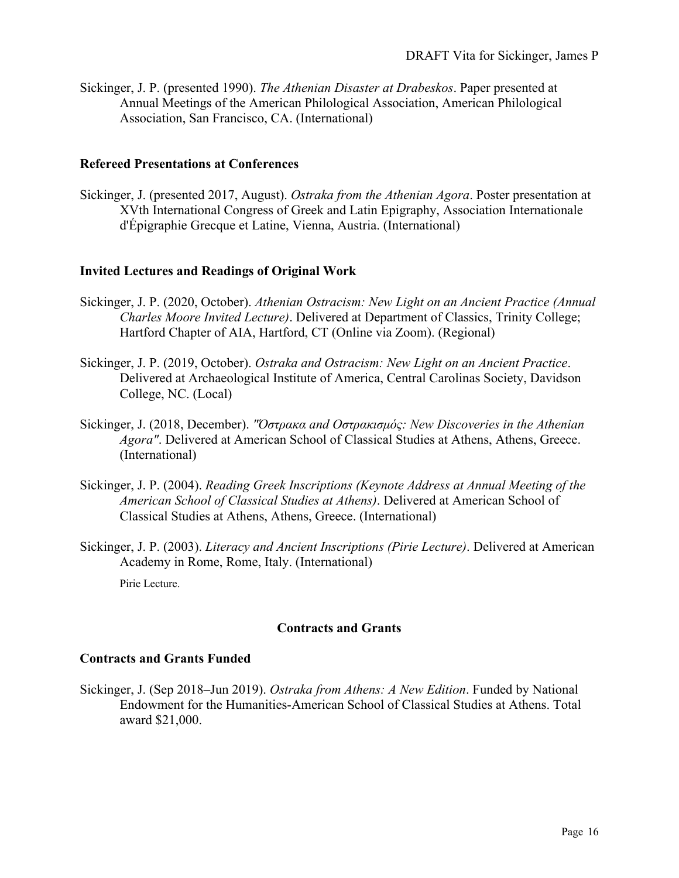Sickinger, J. P. (presented 1990). *The Athenian Disaster at Drabeskos*. Paper presented at Annual Meetings of the American Philological Association, American Philological Association, San Francisco, CA. (International)

### Refereed Presentations at Conferences

Sickinger, J. (presented 2017, August). *Ostraka from the Athenian Agora*. Poster presentation at XVth International Congress of Greek and Latin Epigraphy, Association Internationale d'Épigraphie Grecque et Latine, Vienna, Austria. (International)

### Invited Lectures and Readings of Original Work

Sickinger, J. P. (2020, October). *Athenian Ostracism: New Light on an Ancient Practice (Annual Charles Moore Invited Lecture)*. Delivered at Department of Classics, Trinity College; Hartford Chapter of AIA, Hartford, CT (Online via Zoom). (Regional)

Sickinger, J. P. (2019, October). *Ostraka and Ostracism: New Light on an Ancient Practice*. Delivered at Archaeological Institute of America, Central Carolinas Society, Davidson College, NC. (Local)

Sickinger, J. (2018, December). *"Όστρακα and Οστρακισμός: New Discoveries in the Athenian Agora"*. Delivered at American School of Classical Studies at Athens, Athens, Greece. (International)

Sickinger, J. P. (2004). *Reading Greek Inscriptions (Keynote Address at Annual Meeting of the American School of Classical Studies at Athens)*. Delivered at American School of Classical Studies at Athens, Athens, Greece. (International)

Sickinger, J. P. (2003). *Literacy and Ancient Inscriptions (Pirie Lecture)*. Delivered at American Academy in Rome, Rome, Italy. (International)

Pirie Lecture.

## Contracts and Grants

### Contracts and Grants Funded

Sickinger, J. (Sep 2018–Jun 2019). *Ostraka from Athens: A New Edition*. Funded by National Endowment for the Humanities-American School of Classical Studies at Athens. Total award $21,000.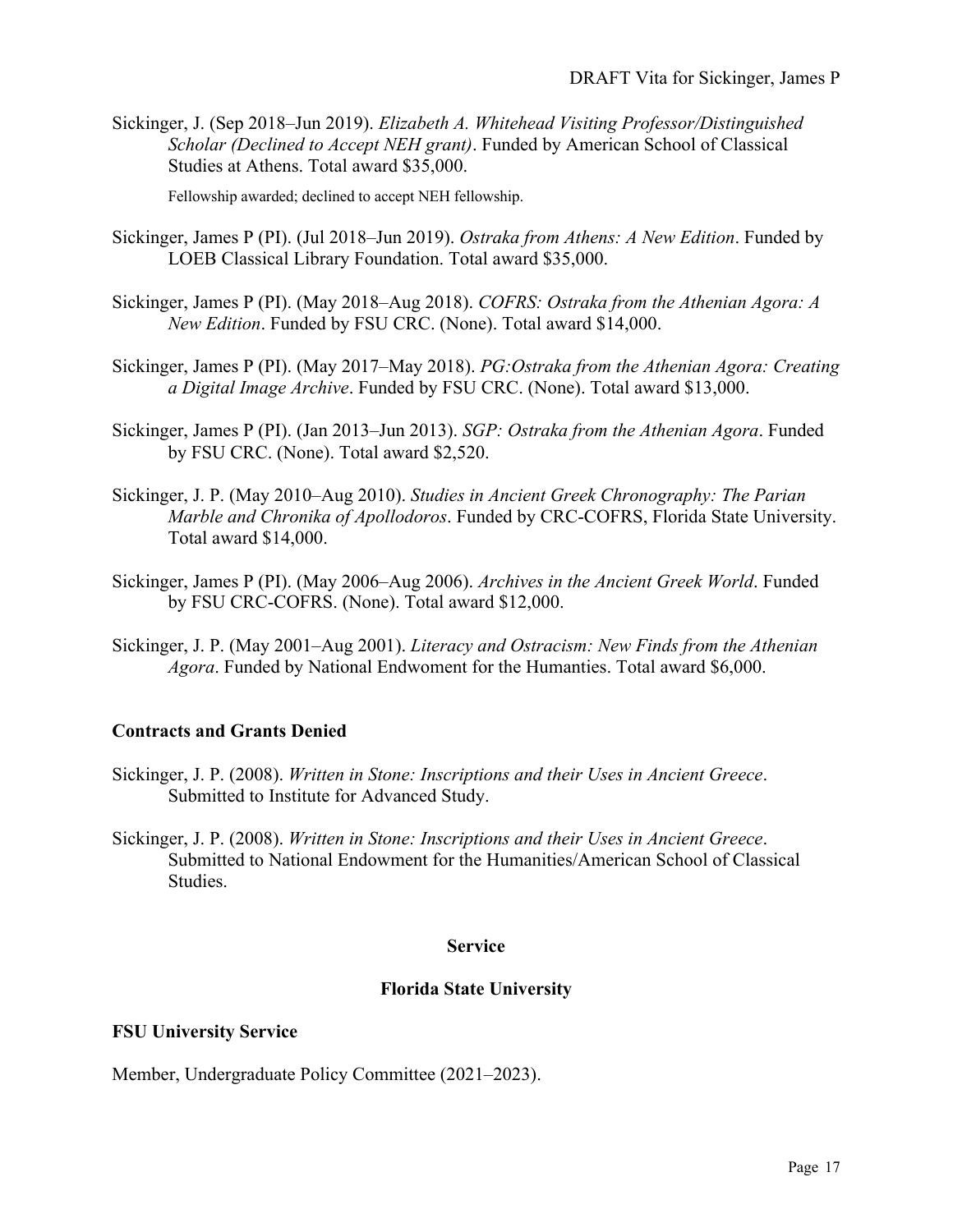Sickinger, J. (Sep 2018–Jun 2019). *Elizabeth A. Whitehead Visiting Professor/Distinguished Scholar (Declined to Accept NEH grant)*. Funded by American School of Classical Studies at Athens. Total award $35,000.

Fellowship awarded; declined to accept NEH fellowship.

Sickinger, James P (PI). (Jul 2018–Jun 2019). *Ostraka from Athens: A New Edition*. Funded by LOEB Classical Library Foundation. Total award $35,000.

Sickinger, James P (PI). (May 2018–Aug 2018). *COFRS: Ostraka from the Athenian Agora: A New Edition*. Funded by FSU CRC. (None). Total award $14,000.

Sickinger, James P (PI). (May 2017–May 2018). *PG:Ostraka from the Athenian Agora: Creating a Digital Image Archive*. Funded by FSU CRC. (None). Total award $13,000.

Sickinger, James P (PI). (Jan 2013–Jun 2013). *SGP: Ostraka from the Athenian Agora*. Funded by FSU CRC. (None). Total award $2,520.

Sickinger, J. P. (May 2010–Aug 2010). *Studies in Ancient Greek Chronography: The Parian Marble and Chronika of Apollodoros*. Funded by CRC-COFRS, Florida State University. Total award $14,000.

Sickinger, James P (PI). (May 2006–Aug 2006). *Archives in the Ancient Greek World*. Funded by FSU CRC-COFRS. (None). Total award $12,000.

Sickinger, J. P. (May 2001–Aug 2001). *Literacy and Ostracism: New Finds from the Athenian Agora*. Funded by National Endwoment for the Humanities. Total award $6,000.

### Contracts and Grants Denied

Sickinger, J. P. (2008). *Written in Stone: Inscriptions and their Uses in Ancient Greece*. Submitted to Institute for Advanced Study.

Sickinger, J. P. (2008). *Written in Stone: Inscriptions and their Uses in Ancient Greece*. Submitted to National Endowment for the Humanities/American School of Classical Studies.

## Service

## Florida State University

### FSU University Service

Member, Undergraduate Policy Committee (2021–2023).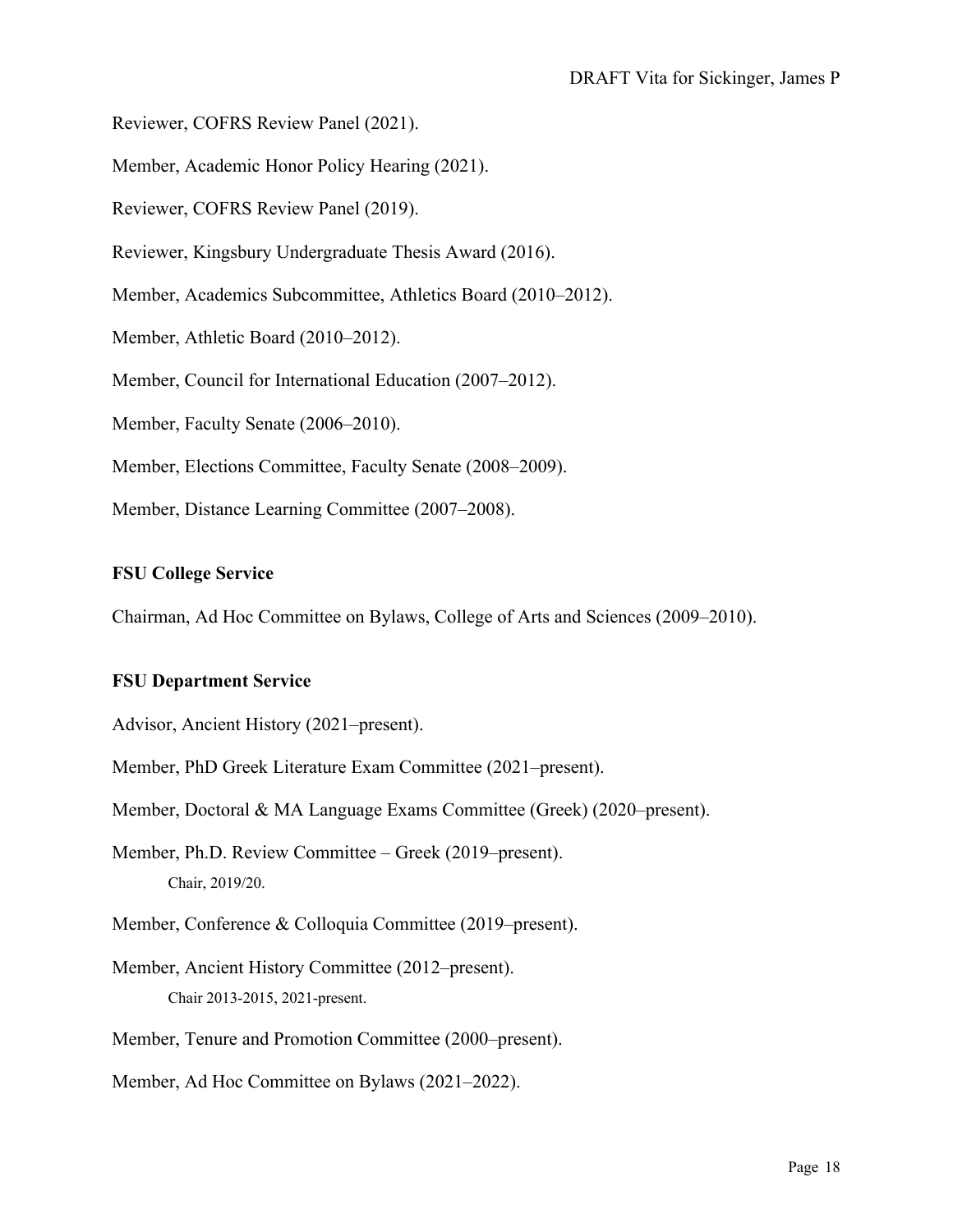Reviewer, COFRS Review Panel (2021).

Member, Academic Honor Policy Hearing (2021).

Reviewer, COFRS Review Panel (2019).

Reviewer, Kingsbury Undergraduate Thesis Award (2016).

Member, Academics Subcommittee, Athletics Board (2010–2012).

Member, Athletic Board (2010–2012).

Member, Council for International Education (2007–2012).

Member, Faculty Senate (2006–2010).

Member, Elections Committee, Faculty Senate (2008–2009).

Member, Distance Learning Committee (2007–2008).

**FSU College Service**

Chairman, Ad Hoc Committee on Bylaws, College of Arts and Sciences (2009–2010).

**FSU Department Service**

Advisor, Ancient History (2021–present).

Member, PhD Greek Literature Exam Committee (2021–present).

Member, Doctoral & MA Language Exams Committee (Greek) (2020–present).

Member, Ph.D. Review Committee – Greek (2019–present).
Chair, 2019/20.

Member, Conference & Colloquia Committee (2019–present).

Member, Ancient History Committee (2012–present).
Chair 2013-2015, 2021-present.

Member, Tenure and Promotion Committee (2000–present).

Member, Ad Hoc Committee on Bylaws (2021–2022).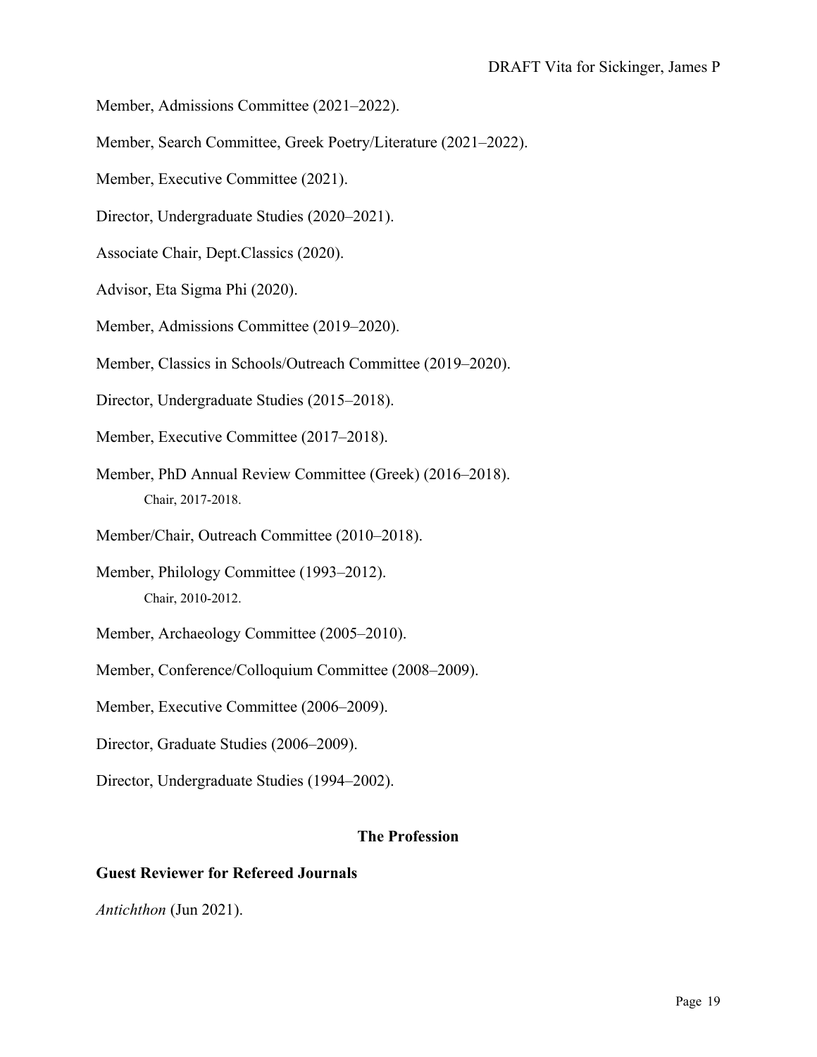Member, Admissions Committee (2021–2022).

Member, Search Committee, Greek Poetry/Literature (2021–2022).

Member, Executive Committee (2021).

Director, Undergraduate Studies (2020–2021).

Associate Chair, Dept.Classics (2020).

Advisor, Eta Sigma Phi (2020).

Member, Admissions Committee (2019–2020).

Member, Classics in Schools/Outreach Committee (2019–2020).

Director, Undergraduate Studies (2015–2018).

Member, Executive Committee (2017–2018).

Member, PhD Annual Review Committee (Greek) (2016–2018).

    Chair, 2017-2018.

Member/Chair, Outreach Committee (2010–2018).

Member, Philology Committee (1993–2012).

    Chair, 2010-2012.

Member, Archaeology Committee (2005–2010).

Member, Conference/Colloquium Committee (2008–2009).

Member, Executive Committee (2006–2009).

Director, Graduate Studies (2006–2009).

Director, Undergraduate Studies (1994–2002).

## The Profession

### Guest Reviewer for Refereed Journals

*Antichthon* (Jun 2021).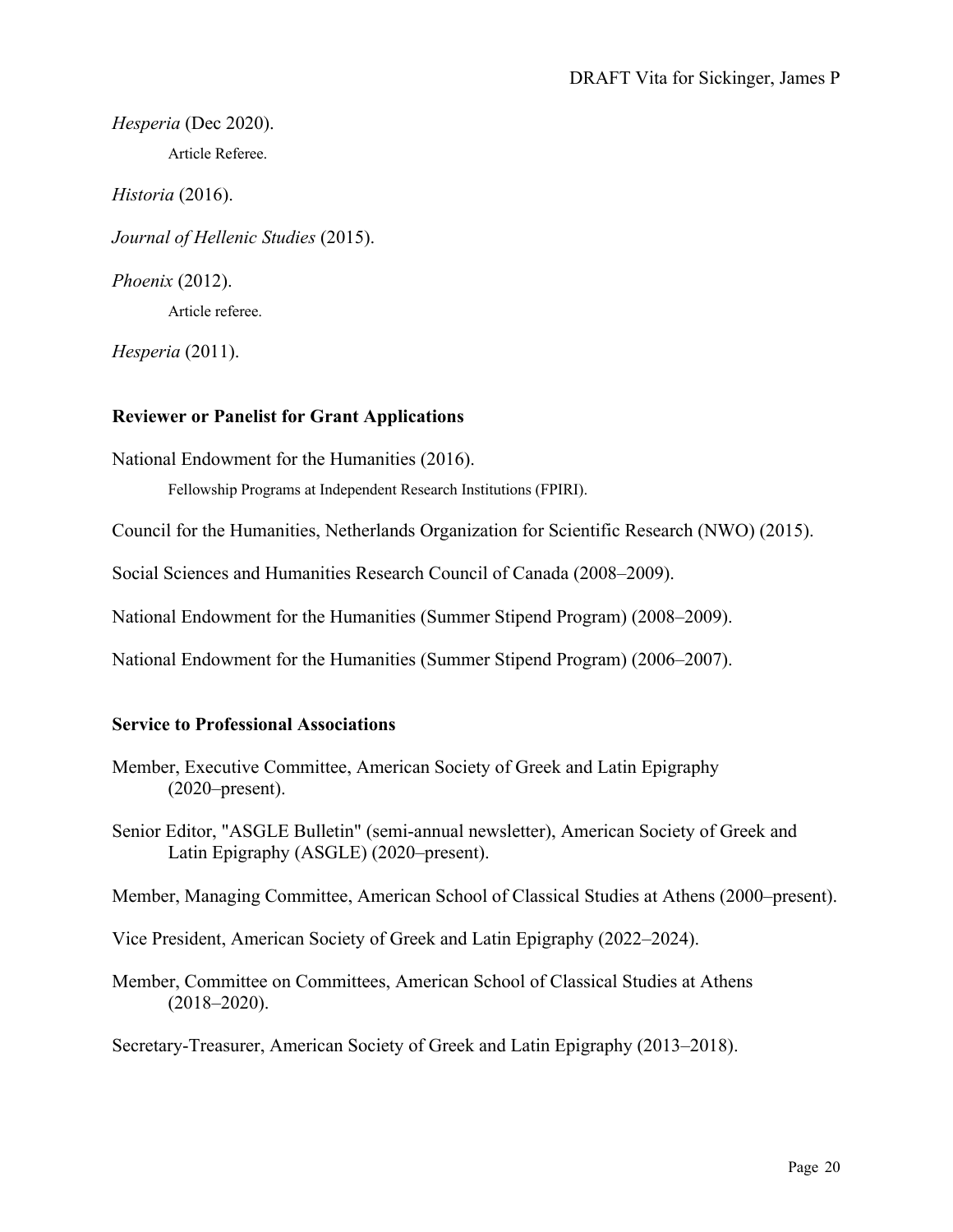*Hesperia* (Dec 2020).

Article Referee.

*Historia* (2016).

*Journal of Hellenic Studies* (2015).

*Phoenix* (2012).

Article referee.

*Hesperia* (2011).

**Reviewer or Panelist for Grant Applications**

National Endowment for the Humanities (2016).

Fellowship Programs at Independent Research Institutions (FPIRI).

Council for the Humanities, Netherlands Organization for Scientific Research (NWO) (2015).

Social Sciences and Humanities Research Council of Canada (2008–2009).

National Endowment for the Humanities (Summer Stipend Program) (2008–2009).

National Endowment for the Humanities (Summer Stipend Program) (2006–2007).

**Service to Professional Associations**

Member, Executive Committee, American Society of Greek and Latin Epigraphy (2020–present).

Senior Editor, "ASGLE Bulletin" (semi-annual newsletter), American Society of Greek and Latin Epigraphy (ASGLE) (2020–present).

Member, Managing Committee, American School of Classical Studies at Athens (2000–present).

Vice President, American Society of Greek and Latin Epigraphy (2022–2024).

Member, Committee on Committees, American School of Classical Studies at Athens (2018–2020).

Secretary-Treasurer, American Society of Greek and Latin Epigraphy (2013–2018).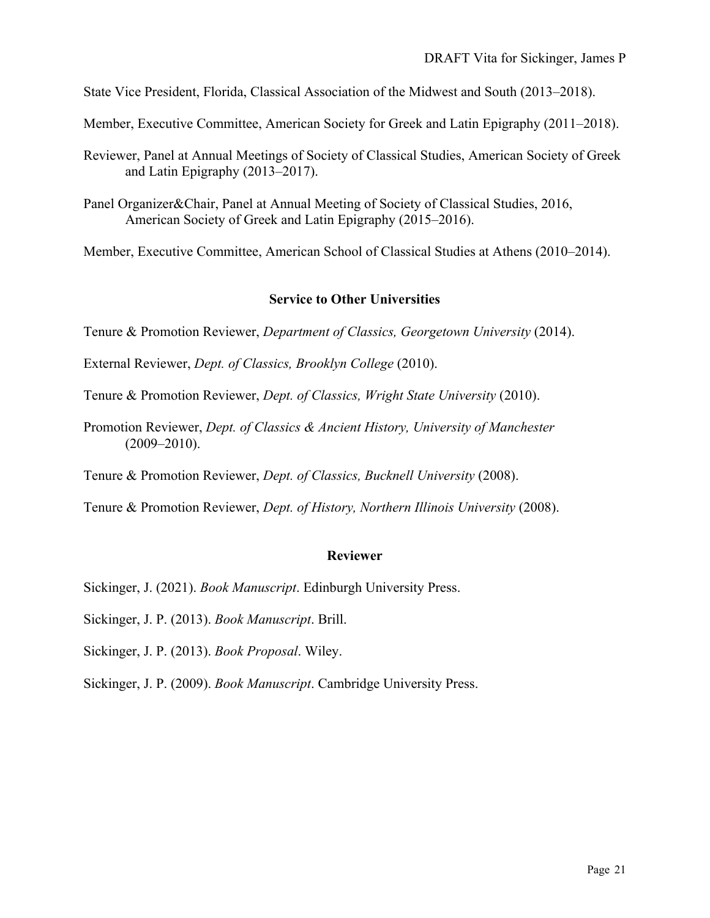State Vice President, Florida, Classical Association of the Midwest and South (2013–2018).

Member, Executive Committee, American Society for Greek and Latin Epigraphy (2011–2018).

Reviewer, Panel at Annual Meetings of Society of Classical Studies, American Society of Greek and Latin Epigraphy (2013–2017).

Panel Organizer&Chair, Panel at Annual Meeting of Society of Classical Studies, 2016, American Society of Greek and Latin Epigraphy (2015–2016).

Member, Executive Committee, American School of Classical Studies at Athens (2010–2014).

## Service to Other Universities

Tenure & Promotion Reviewer, *Department of Classics, Georgetown University* (2014).

External Reviewer, *Dept. of Classics, Brooklyn College* (2010).

Tenure & Promotion Reviewer, *Dept. of Classics, Wright State University* (2010).

Promotion Reviewer, *Dept. of Classics & Ancient History, University of Manchester* (2009–2010).

Tenure & Promotion Reviewer, *Dept. of Classics, Bucknell University* (2008).

Tenure & Promotion Reviewer, *Dept. of History, Northern Illinois University* (2008).

## Reviewer

Sickinger, J. (2021). *Book Manuscript*. Edinburgh University Press.

Sickinger, J. P. (2013). *Book Manuscript*. Brill.

Sickinger, J. P. (2013). *Book Proposal*. Wiley.

Sickinger, J. P. (2009). *Book Manuscript*. Cambridge University Press.